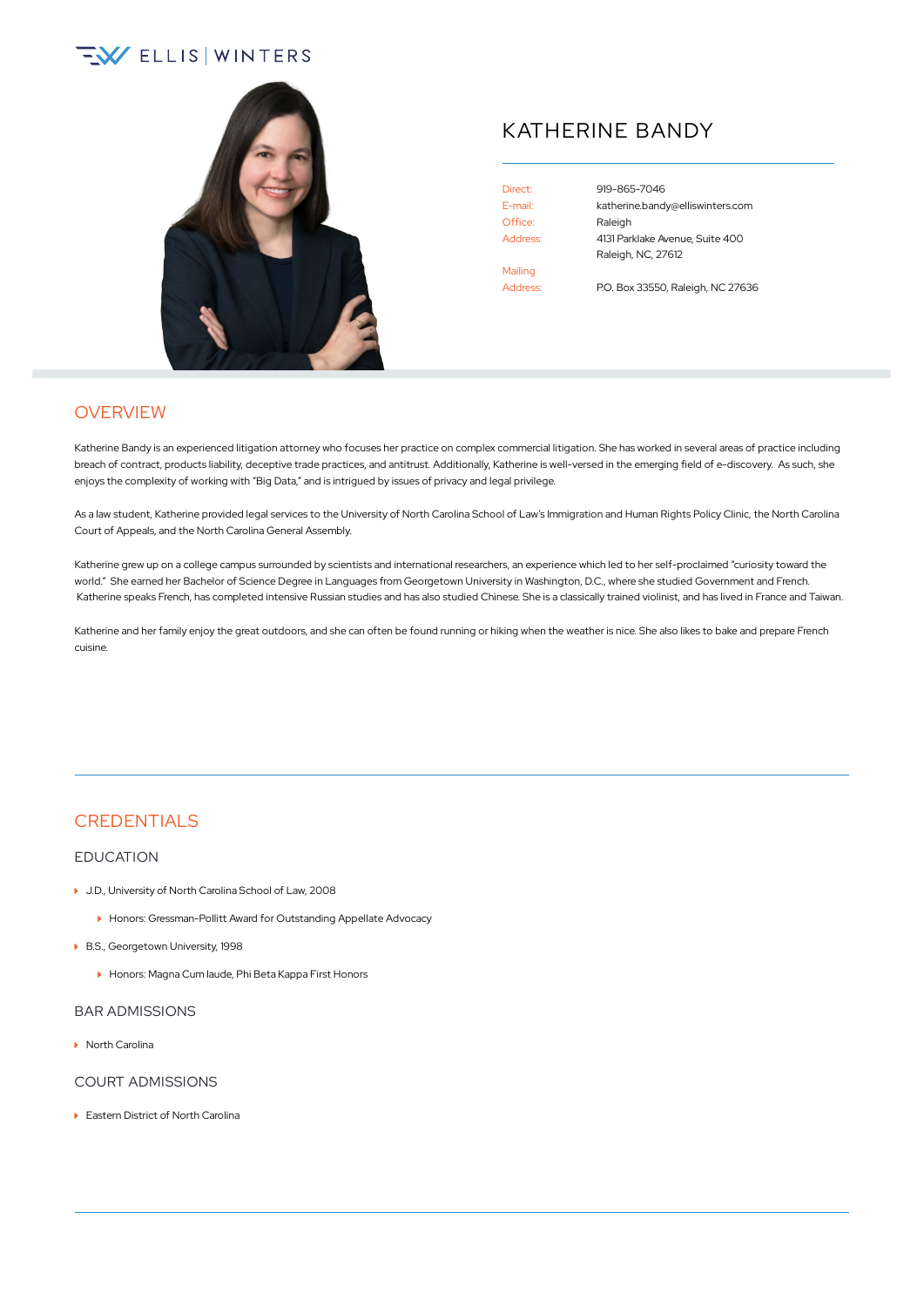ELLIS | WINTERS

# KATHERINE BANDY

| | |
|---|---|
| Direct: | 919-865-7046 |
| E-mail: | katherine.bandy@elliswinters.com |
| Office: | Raleigh |
| Address: | 4131 Parklake Avenue, Suite 400<br>Raleigh, NC, 27612 |
| Mailing Address: | P.O. Box 33550, Raleigh, NC 27636 |

## OVERVIEW

Katherine Bandy is an experienced litigation attorney who focuses her practice on complex commercial litigation. She has worked in several areas of practice including breach of contract, products liability, deceptive trade practices, and antitrust. Additionally, Katherine is well-versed in the emerging field of e-discovery. As such, she enjoys the complexity of working with "Big Data," and is intrigued by issues of privacy and legal privilege.

As a law student, Katherine provided legal services to the University of North Carolina School of Law's Immigration and Human Rights Policy Clinic, the North Carolina Court of Appeals, and the North Carolina General Assembly.

Katherine grew up on a college campus surrounded by scientists and international researchers, an experience which led to her self-proclaimed "curiosity toward the world." She earned her Bachelor of Science Degree in Languages from Georgetown University in Washington, D.C., where she studied Government and French. Katherine speaks French, has completed intensive Russian studies and has also studied Chinese. She is a classically trained violinist, and has lived in France and Taiwan.

Katherine and her family enjoy the great outdoors, and she can often be found running or hiking when the weather is nice. She also likes to bake and prepare French cuisine.

## CREDENTIALS

### EDUCATION

- J.D., University of North Carolina School of Law, 2008
  - Honors: Gressman-Pollitt Award for Outstanding Appellate Advocacy
- B.S., Georgetown University, 1998
  - Honors: Magna Cum laude, Phi Beta Kappa First Honors

### BAR ADMISSIONS

- North Carolina

### COURT ADMISSIONS

- Eastern District of North Carolina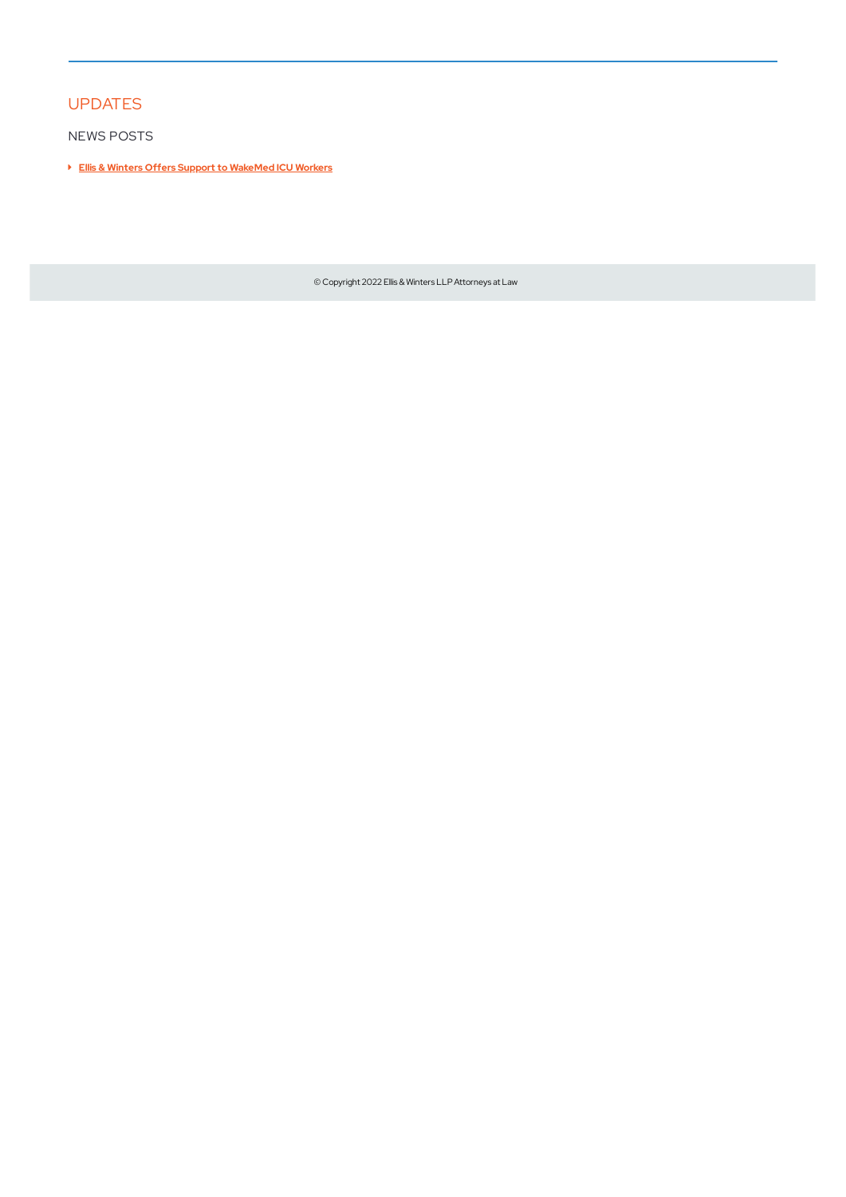## UPDATES

### NEWS POSTS

- **Ellis & Winters Offers Support to WakeMed ICU Workers**

© Copyright 2022 Ellis & Winters LLP Attorneys at Law